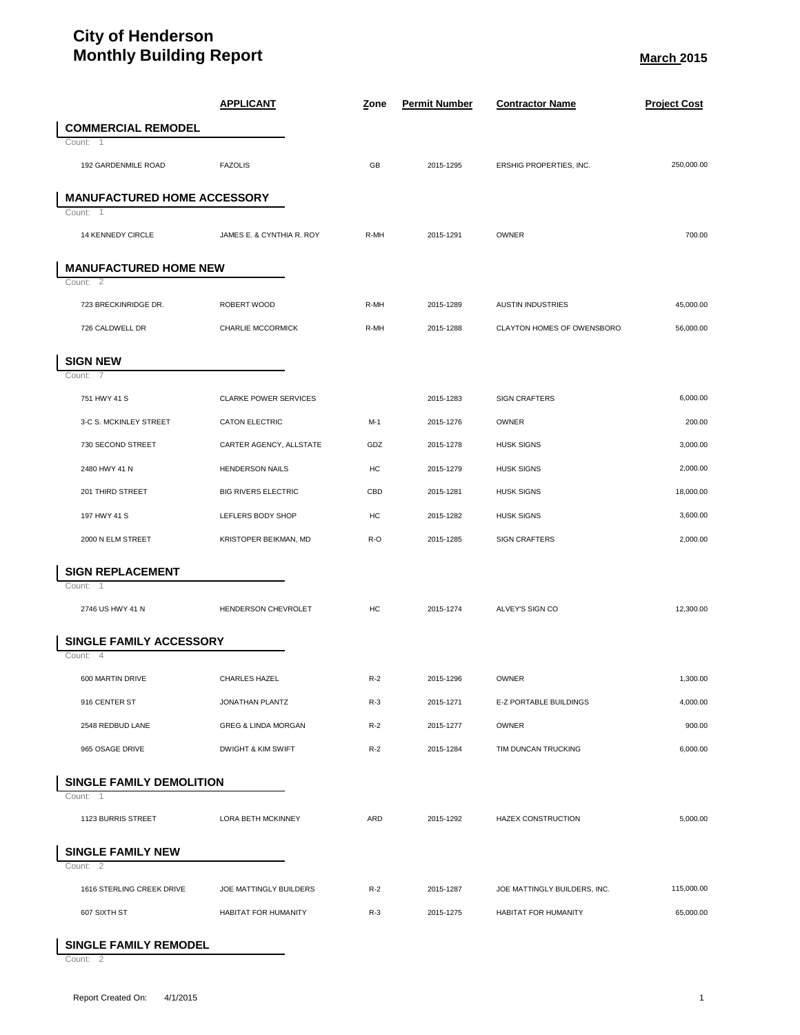# City of Henderson
# Monthly Building Report

**March 2015**

| | APPLICANT | Zone | Permit Number | Contractor Name | Project Cost |
|---|---|---|---|---|---|
| **COMMERCIAL REMODEL** | | | | | |
| Count: 1 | | | | | |
| 192 GARDENMILE ROAD | FAZOLIS | GB | 2015-1295 | ERSHIG PROPERTIES, INC. | 250,000.00 |
| **MANUFACTURED HOME ACCESSORY** | | | | | |
| Count: 1 | | | | | |
| 14 KENNEDY CIRCLE | JAMES E. & CYNTHIA R. ROY | R-MH | 2015-1291 | OWNER | 700.00 |
| **MANUFACTURED HOME NEW** | | | | | |
| Count: 2 | | | | | |
| 723 BRECKINRIDGE DR. | ROBERT WOOD | R-MH | 2015-1289 | AUSTIN INDUSTRIES | 45,000.00 |
| 726 CALDWELL DR | CHARLIE MCCORMICK | R-MH | 2015-1288 | CLAYTON HOMES OF OWENSBORO | 56,000.00 |
| **SIGN NEW** | | | | | |
| Count: 7 | | | | | |
| 751 HWY 41 S | CLARKE POWER SERVICES | | 2015-1283 | SIGN CRAFTERS | 6,000.00 |
| 3-C S. MCKINLEY STREET | CATON ELECTRIC | M-1 | 2015-1276 | OWNER | 200.00 |
| 730 SECOND STREET | CARTER AGENCY, ALLSTATE | GDZ | 2015-1278 | HUSK SIGNS | 3,000.00 |
| 2480 HWY 41 N | HENDERSON NAILS | HC | 2015-1279 | HUSK SIGNS | 2,000.00 |
| 201 THIRD STREET | BIG RIVERS ELECTRIC | CBD | 2015-1281 | HUSK SIGNS | 18,000.00 |
| 197 HWY 41 S | LEFLERS BODY SHOP | HC | 2015-1282 | HUSK SIGNS | 3,600.00 |
| 2000 N ELM STREET | KRISTOPER BEIKMAN, MD | R-O | 2015-1285 | SIGN CRAFTERS | 2,000.00 |
| **SIGN REPLACEMENT** | | | | | |
| Count: 1 | | | | | |
| 2746 US HWY 41 N | HENDERSON CHEVROLET | HC | 2015-1274 | ALVEY'S SIGN CO | 12,300.00 |
| **SINGLE FAMILY ACCESSORY** | | | | | |
| Count: 4 | | | | | |
| 600 MARTIN DRIVE | CHARLES HAZEL | R-2 | 2015-1296 | OWNER | 1,300.00 |
| 916 CENTER ST | JONATHAN PLANTZ | R-3 | 2015-1271 | E-Z PORTABLE BUILDINGS | 4,000.00 |
| 2548 REDBUD LANE | GREG & LINDA MORGAN | R-2 | 2015-1277 | OWNER | 900.00 |
| 965 OSAGE DRIVE | DWIGHT & KIM SWIFT | R-2 | 2015-1284 | TIM DUNCAN TRUCKING | 6,000.00 |
| **SINGLE FAMILY DEMOLITION** | | | | | |
| Count: 1 | | | | | |
| 1123 BURRIS STREET | LORA BETH MCKINNEY | ARD | 2015-1292 | HAZEX CONSTRUCTION | 5,000.00 |
| **SINGLE FAMILY NEW** | | | | | |
| Count: 2 | | | | | |
| 1616 STERLING CREEK DRIVE | JOE MATTINGLY BUILDERS | R-2 | 2015-1287 | JOE MATTINGLY BUILDERS, INC. | 115,000.00 |
| 607 SIXTH ST | HABITAT FOR HUMANITY | R-3 | 2015-1275 | HABITAT FOR HUMANITY | 65,000.00 |
| **SINGLE FAMILY REMODEL** | | | | | |
| Count: 2 | | | | | |

Report Created On: 4/1/2015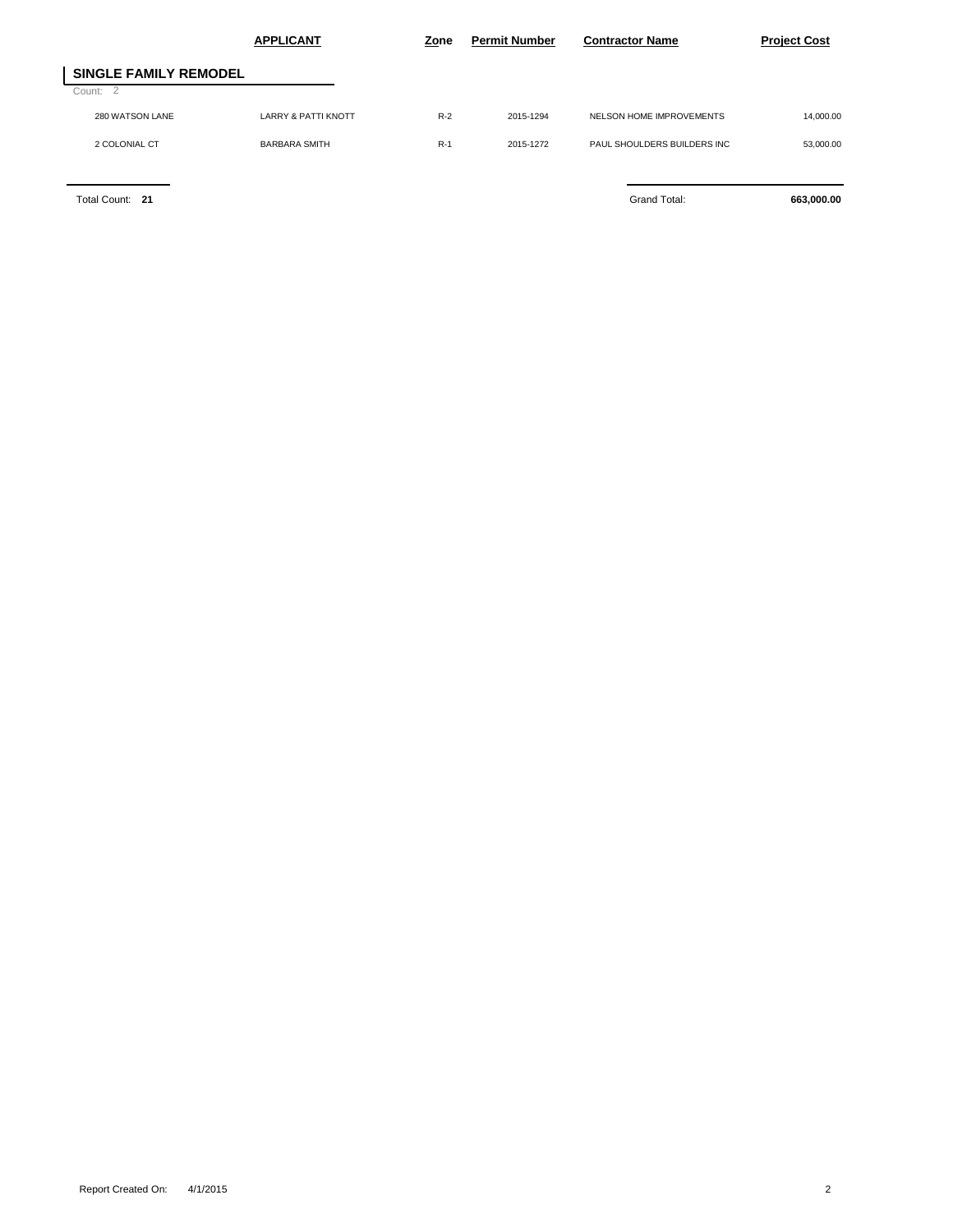| | APPLICANT | Zone | Permit Number | Contractor Name | Project Cost |
|---|---|---|---|---|---|
| **SINGLE FAMILY REMODEL** | | | | | |
| Count: 2 | | | | | |
| 280 WATSON LANE | LARRY & PATTI KNOTT | R-2 | 2015-1294 | NELSON HOME IMPROVEMENTS | 14,000.00 |
| 2 COLONIAL CT | BARBARA SMITH | R-1 | 2015-1272 | PAUL SHOULDERS BUILDERS INC | 53,000.00 |

Total Count: **21**

Grand Total: **663,000.00**

Report Created On: 4/1/2015